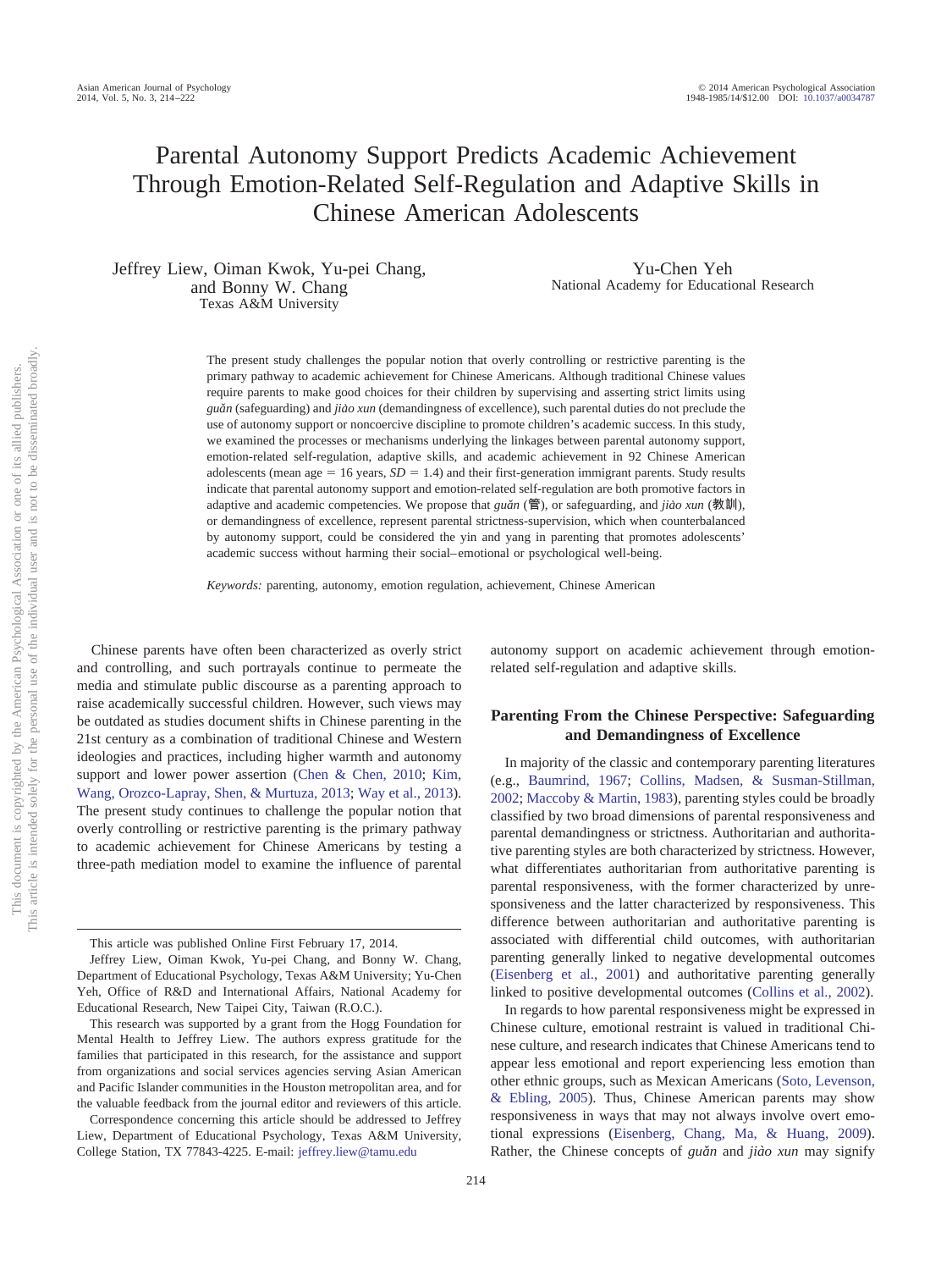# Parental Autonomy Support Predicts Academic Achievement Through Emotion-Related Self-Regulation and Adaptive Skills in Chinese American Adolescents

Jeffrey Liew, Oiman Kwok, Yu-pei Chang, and Bonny W. Chang
Texas A&M University

Yu-Chen Yeh
National Academy for Educational Research

The present study challenges the popular notion that overly controlling or restrictive parenting is the primary pathway to academic achievement for Chinese Americans. Although traditional Chinese values require parents to make good choices for their children by supervising and asserting strict limits using *guǎn* (safeguarding) and *jiào xun* (demandingness of excellence), such parental duties do not preclude the use of autonomy support or noncoercive discipline to promote children's academic success. In this study, we examined the processes or mechanisms underlying the linkages between parental autonomy support, emotion-related self-regulation, adaptive skills, and academic achievement in 92 Chinese American adolescents (mean age = 16 years, $SD = 1.4$) and their first-generation immigrant parents. Study results indicate that parental autonomy support and emotion-related self-regulation are both promotive factors in adaptive and academic competencies. We propose that *guǎn* (管), or safeguarding, and *jiào xun* (教訓), or demandingness of excellence, represent parental strictness-supervision, which when counterbalanced by autonomy support, could be considered the yin and yang in parenting that promotes adolescents' academic success without harming their social–emotional or psychological well-being.

*Keywords:* parenting, autonomy, emotion regulation, achievement, Chinese American

Chinese parents have often been characterized as overly strict and controlling, and such portrayals continue to permeate the media and stimulate public discourse as a parenting approach to raise academically successful children. However, such views may be outdated as studies document shifts in Chinese parenting in the 21st century as a combination of traditional Chinese and Western ideologies and practices, including higher warmth and autonomy support and lower power assertion (Chen & Chen, 2010; Kim, Wang, Orozco-Lapray, Shen, & Murtuza, 2013; Way et al., 2013). The present study continues to challenge the popular notion that overly controlling or restrictive parenting is the primary pathway to academic achievement for Chinese Americans by testing a three-path mediation model to examine the influence of parental autonomy support on academic achievement through emotion-related self-regulation and adaptive skills.

## Parenting From the Chinese Perspective: Safeguarding and Demandingness of Excellence

In majority of the classic and contemporary parenting literatures (e.g., Baumrind, 1967; Collins, Madsen, & Susman-Stillman, 2002; Maccoby & Martin, 1983), parenting styles could be broadly classified by two broad dimensions of parental responsiveness and parental demandingness or strictness. Authoritarian and authoritative parenting styles are both characterized by strictness. However, what differentiates authoritarian from authoritative parenting is parental responsiveness, with the former characterized by unresponsiveness and the latter characterized by responsiveness. This difference between authoritarian and authoritative parenting is associated with differential child outcomes, with authoritarian parenting generally linked to negative developmental outcomes (Eisenberg et al., 2001) and authoritative parenting generally linked to positive developmental outcomes (Collins et al., 2002).

In regards to how parental responsiveness might be expressed in Chinese culture, emotional restraint is valued in traditional Chinese culture, and research indicates that Chinese Americans tend to appear less emotional and report experiencing less emotion than other ethnic groups, such as Mexican Americans (Soto, Levenson, & Ebling, 2005). Thus, Chinese American parents may show responsiveness in ways that may not always involve overt emotional expressions (Eisenberg, Chang, Ma, & Huang, 2009). Rather, the Chinese concepts of *guǎn* and *jiào xun* may signify

---

This article was published Online First February 17, 2014.

Jeffrey Liew, Oiman Kwok, Yu-pei Chang, and Bonny W. Chang, Department of Educational Psychology, Texas A&M University; Yu-Chen Yeh, Office of R&D and International Affairs, National Academy for Educational Research, New Taipei City, Taiwan (R.O.C.).

This research was supported by a grant from the Hogg Foundation for Mental Health to Jeffrey Liew. The authors express gratitude for the families that participated in this research, for the assistance and support from organizations and social services agencies serving Asian American and Pacific Islander communities in the Houston metropolitan area, and for the valuable feedback from the journal editor and reviewers of this article.

Correspondence concerning this article should be addressed to Jeffrey Liew, Department of Educational Psychology, Texas A&M University, College Station, TX 77843-4225. E-mail: jeffrey.liew@tamu.edu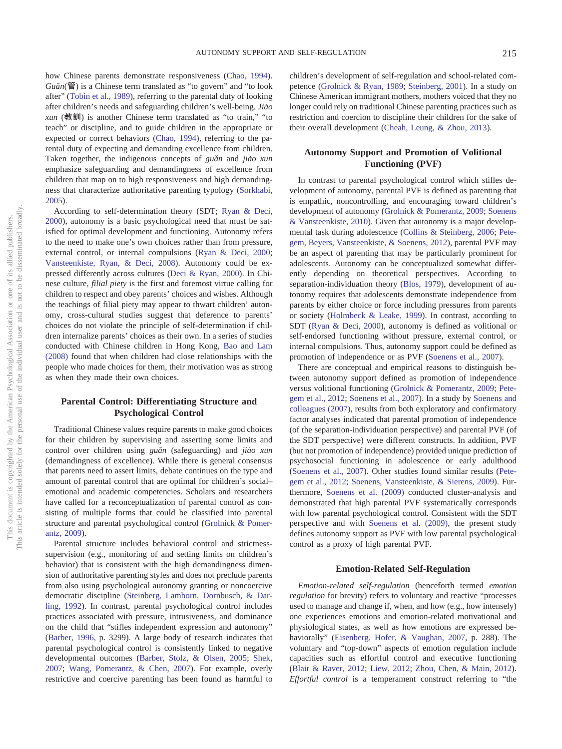how Chinese parents demonstrate responsiveness (Chao, 1994). *Guǎn*(管) is a Chinese term translated as "to govern" and "to look after" (Tobin et al., 1989), referring to the parental duty of looking after children's needs and safeguarding children's well-being. *Jiào xun* (教訓) is another Chinese term translated as "to train," "to teach" or discipline, and to guide children in the appropriate or expected or correct behaviors (Chao, 1994), referring to the parental duty of expecting and demanding excellence from children. Taken together, the indigenous concepts of *guǎn* and *jiào xun* emphasize safeguarding and demandingness of excellence from children that map on to high responsiveness and high demandingness that characterize authoritative parenting typology (Sorkhabi, 2005).

According to self-determination theory (SDT; Ryan & Deci, 2000), autonomy is a basic psychological need that must be satisfied for optimal development and functioning. Autonomy refers to the need to make one's own choices rather than from pressure, external control, or internal compulsions (Ryan & Deci, 2000; Vansteenkiste, Ryan, & Deci, 2008). Autonomy could be expressed differently across cultures (Deci & Ryan, 2000). In Chinese culture, *filial piety* is the first and foremost virtue calling for children to respect and obey parents' choices and wishes. Although the teachings of filial piety may appear to thwart children' autonomy, cross-cultural studies suggest that deference to parents' choices do not violate the principle of self-determination if children internalize parents' choices as their own. In a series of studies conducted with Chinese children in Hong Kong, Bao and Lam (2008) found that when children had close relationships with the people who made choices for them, their motivation was as strong as when they made their own choices.

## Parental Control: Differentiating Structure and Psychological Control

Traditional Chinese values require parents to make good choices for their children by supervising and asserting some limits and control over children using *guǎn* (safeguarding) and *jiào xun* (demandingness of excellence). While there is general consensus that parents need to assert limits, debate continues on the type and amount of parental control that are optimal for children's social–emotional and academic competencies. Scholars and researchers have called for a reconceptualization of parental control as consisting of multiple forms that could be classified into parental structure and parental psychological control (Grolnick & Pomerantz, 2009).

Parental structure includes behavioral control and strictness-supervision (e.g., monitoring of and setting limits on children's behavior) that is consistent with the high demandingness dimension of authoritative parenting styles and does not preclude parents from also using psychological autonomy granting or noncoercive democratic discipline (Steinberg, Lamborn, Dornbusch, & Darling, 1992). In contrast, parental psychological control includes practices associated with pressure, intrusiveness, and dominance on the child that "stifles independent expression and autonomy" (Barber, 1996, p. 3299). A large body of research indicates that parental psychological control is consistently linked to negative developmental outcomes (Barber, Stolz, & Olsen, 2005; Shek, 2007; Wang, Pomerantz, & Chen, 2007). For example, overly restrictive and coercive parenting has been found as harmful to children's development of self-regulation and school-related competence (Grolnick & Ryan, 1989; Steinberg, 2001). In a study on Chinese American immigrant mothers, mothers voiced that they no longer could rely on traditional Chinese parenting practices such as restriction and coercion to discipline their children for the sake of their overall development (Cheah, Leung, & Zhou, 2013).

## Autonomy Support and Promotion of Volitional Functioning (PVF)

In contrast to parental psychological control which stifles development of autonomy, parental PVF is defined as parenting that is empathic, noncontrolling, and encouraging toward children's development of autonomy (Grolnick & Pomerantz, 2009; Soenens & Vansteenkiste, 2010). Given that autonomy is a major developmental task during adolescence (Collins & Steinberg, 2006; Petegem, Beyers, Vansteenkiste, & Soenens, 2012), parental PVF may be an aspect of parenting that may be particularly prominent for adolescents. Autonomy can be conceptualized somewhat differently depending on theoretical perspectives. According to separation-individuation theory (Blos, 1979), development of autonomy requires that adolescents demonstrate independence from parents by either choice or force including pressures from parents or society (Holmbeck & Leake, 1999). In contrast, according to SDT (Ryan & Deci, 2000), autonomy is defined as volitional or self-endorsed functioning without pressure, external control, or internal compulsions. Thus, autonomy support could be defined as promotion of independence or as PVF (Soenens et al., 2007).

There are conceptual and empirical reasons to distinguish between autonomy support defined as promotion of independence versus volitional functioning (Grolnick & Pomerantz, 2009; Petegem et al., 2012; Soenens et al., 2007). In a study by Soenens and colleagues (2007), results from both exploratory and confirmatory factor analyses indicated that parental promotion of independence (of the separation-individuation perspective) and parental PVF (of the SDT perspective) were different constructs. In addition, PVF (but not promotion of independence) provided unique prediction of psychosocial functioning in adolescence or early adulthood (Soenens et al., 2007). Other studies found similar results (Petegem et al., 2012; Soenens, Vansteenkiste, & Sierens, 2009). Furthermore, Soenens et al. (2009) conducted cluster-analysis and demonstrated that high parental PVF systematically corresponds with low parental psychological control. Consistent with the SDT perspective and with Soenens et al. (2009), the present study defines autonomy support as PVF with low parental psychological control as a proxy of high parental PVF.

## Emotion-Related Self-Regulation

*Emotion-related self-regulation* (henceforth termed *emotion regulation* for brevity) refers to voluntary and reactive "processes used to manage and change if, when, and how (e.g., how intensely) one experiences emotions and emotion-related motivational and physiological states, as well as how emotions are expressed behaviorally" (Eisenberg, Hofer, & Vaughan, 2007, p. 288). The voluntary and "top-down" aspects of emotion regulation include capacities such as effortful control and executive functioning (Blair & Raver, 2012; Liew, 2012; Zhou, Chen, & Main, 2012). *Effortful control* is a temperament construct referring to "the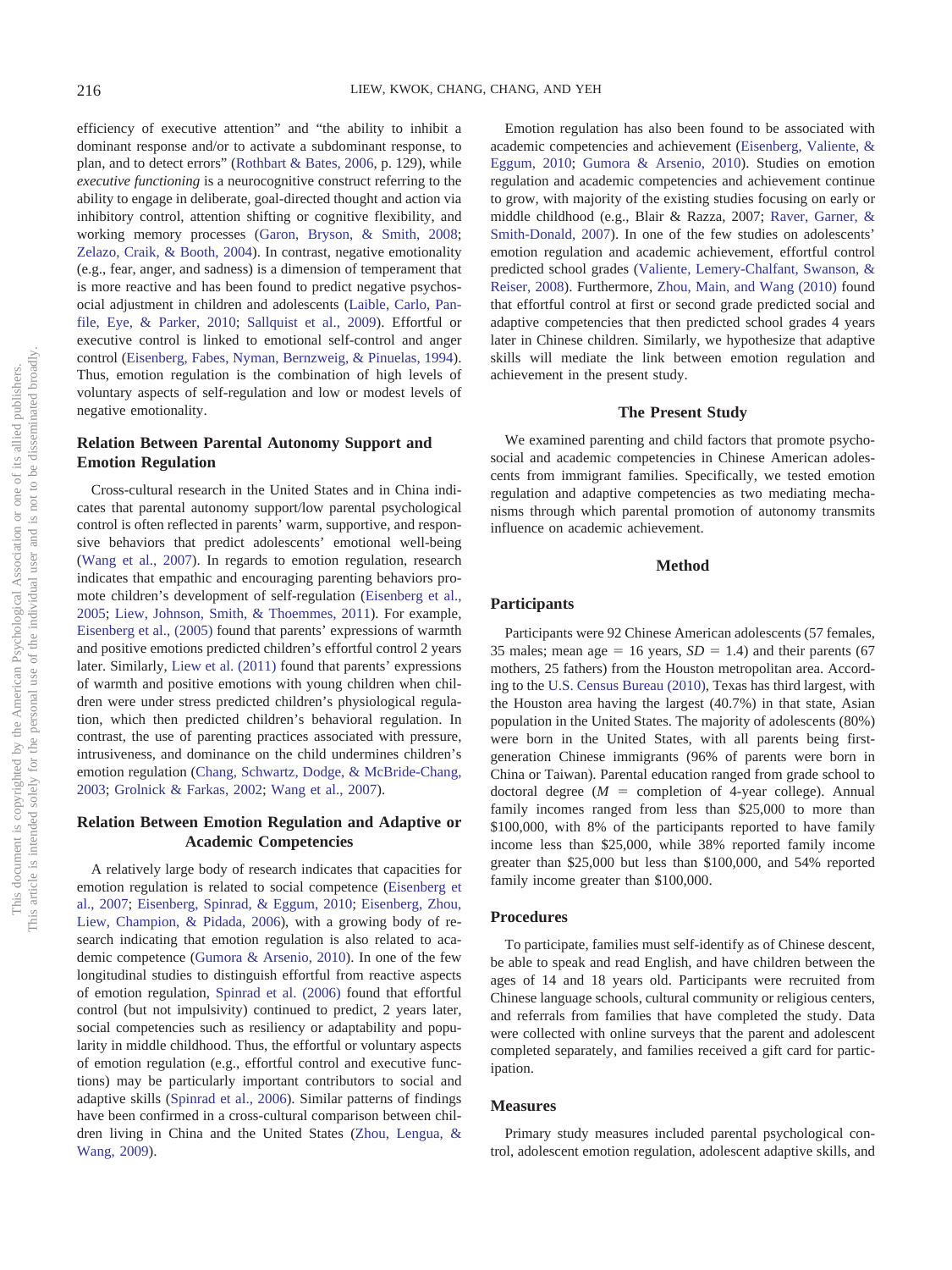efficiency of executive attention" and "the ability to inhibit a dominant response and/or to activate a subdominant response, to plan, and to detect errors" (Rothbart & Bates, 2006, p. 129), while *executive functioning* is a neurocognitive construct referring to the ability to engage in deliberate, goal-directed thought and action via inhibitory control, attention shifting or cognitive flexibility, and working memory processes (Garon, Bryson, & Smith, 2008; Zelazo, Craik, & Booth, 2004). In contrast, negative emotionality (e.g., fear, anger, and sadness) is a dimension of temperament that is more reactive and has been found to predict negative psychosocial adjustment in children and adolescents (Laible, Carlo, Panfile, Eye, & Parker, 2010; Sallquist et al., 2009). Effortful or executive control is linked to emotional self-control and anger control (Eisenberg, Fabes, Nyman, Bernzweig, & Pinuelas, 1994). Thus, emotion regulation is the combination of high levels of voluntary aspects of self-regulation and low or modest levels of negative emotionality.

## Relation Between Parental Autonomy Support and Emotion Regulation

Cross-cultural research in the United States and in China indicates that parental autonomy support/low parental psychological control is often reflected in parents' warm, supportive, and responsive behaviors that predict adolescents' emotional well-being (Wang et al., 2007). In regards to emotion regulation, research indicates that empathic and encouraging parenting behaviors promote children's development of self-regulation (Eisenberg et al., 2005; Liew, Johnson, Smith, & Thoemmes, 2011). For example, Eisenberg et al., (2005) found that parents' expressions of warmth and positive emotions predicted children's effortful control 2 years later. Similarly, Liew et al. (2011) found that parents' expressions of warmth and positive emotions with young children when children were under stress predicted children's physiological regulation, which then predicted children's behavioral regulation. In contrast, the use of parenting practices associated with pressure, intrusiveness, and dominance on the child undermines children's emotion regulation (Chang, Schwartz, Dodge, & McBride-Chang, 2003; Grolnick & Farkas, 2002; Wang et al., 2007).

## Relation Between Emotion Regulation and Adaptive or Academic Competencies

A relatively large body of research indicates that capacities for emotion regulation is related to social competence (Eisenberg et al., 2007; Eisenberg, Spinrad, & Eggum, 2010; Eisenberg, Zhou, Liew, Champion, & Pidada, 2006), with a growing body of research indicating that emotion regulation is also related to academic competence (Gumora & Arsenio, 2010). In one of the few longitudinal studies to distinguish effortful from reactive aspects of emotion regulation, Spinrad et al. (2006) found that effortful control (but not impulsivity) continued to predict, 2 years later, social competencies such as resiliency or adaptability and popularity in middle childhood. Thus, the effortful or voluntary aspects of emotion regulation (e.g., effortful control and executive functions) may be particularly important contributors to social and adaptive skills (Spinrad et al., 2006). Similar patterns of findings have been confirmed in a cross-cultural comparison between children living in China and the United States (Zhou, Lengua, & Wang, 2009).

Emotion regulation has also been found to be associated with academic competencies and achievement (Eisenberg, Valiente, & Eggum, 2010; Gumora & Arsenio, 2010). Studies on emotion regulation and academic competencies and achievement continue to grow, with majority of the existing studies focusing on early or middle childhood (e.g., Blair & Razza, 2007; Raver, Garner, & Smith-Donald, 2007). In one of the few studies on adolescents' emotion regulation and academic achievement, effortful control predicted school grades (Valiente, Lemery-Chalfant, Swanson, & Reiser, 2008). Furthermore, Zhou, Main, and Wang (2010) found that effortful control at first or second grade predicted social and adaptive competencies that then predicted school grades 4 years later in Chinese children. Similarly, we hypothesize that adaptive skills will mediate the link between emotion regulation and achievement in the present study.

## The Present Study

We examined parenting and child factors that promote psychosocial and academic competencies in Chinese American adolescents from immigrant families. Specifically, we tested emotion regulation and adaptive competencies as two mediating mechanisms through which parental promotion of autonomy transmits influence on academic achievement.

# Method

## Participants

Participants were 92 Chinese American adolescents (57 females, 35 males; mean age = 16 years, $SD$ = 1.4) and their parents (67 mothers, 25 fathers) from the Houston metropolitan area. According to the U.S. Census Bureau (2010), Texas has third largest, with the Houston area having the largest (40.7%) in that state, Asian population in the United States. The majority of adolescents (80%) were born in the United States, with all parents being first-generation Chinese immigrants (96% of parents were born in China or Taiwan). Parental education ranged from grade school to doctoral degree ($M$ = completion of 4-year college). Annual family incomes ranged from less than $25,000 to more than $100,000, with 8% of the participants reported to have family income less than $25,000, while 38% reported family income greater than $25,000 but less than $100,000, and 54% reported family income greater than $100,000.

## Procedures

To participate, families must self-identify as of Chinese descent, be able to speak and read English, and have children between the ages of 14 and 18 years old. Participants were recruited from Chinese language schools, cultural community or religious centers, and referrals from families that have completed the study. Data were collected with online surveys that the parent and adolescent completed separately, and families received a gift card for participation.

## Measures

Primary study measures included parental psychological control, adolescent emotion regulation, adolescent adaptive skills, and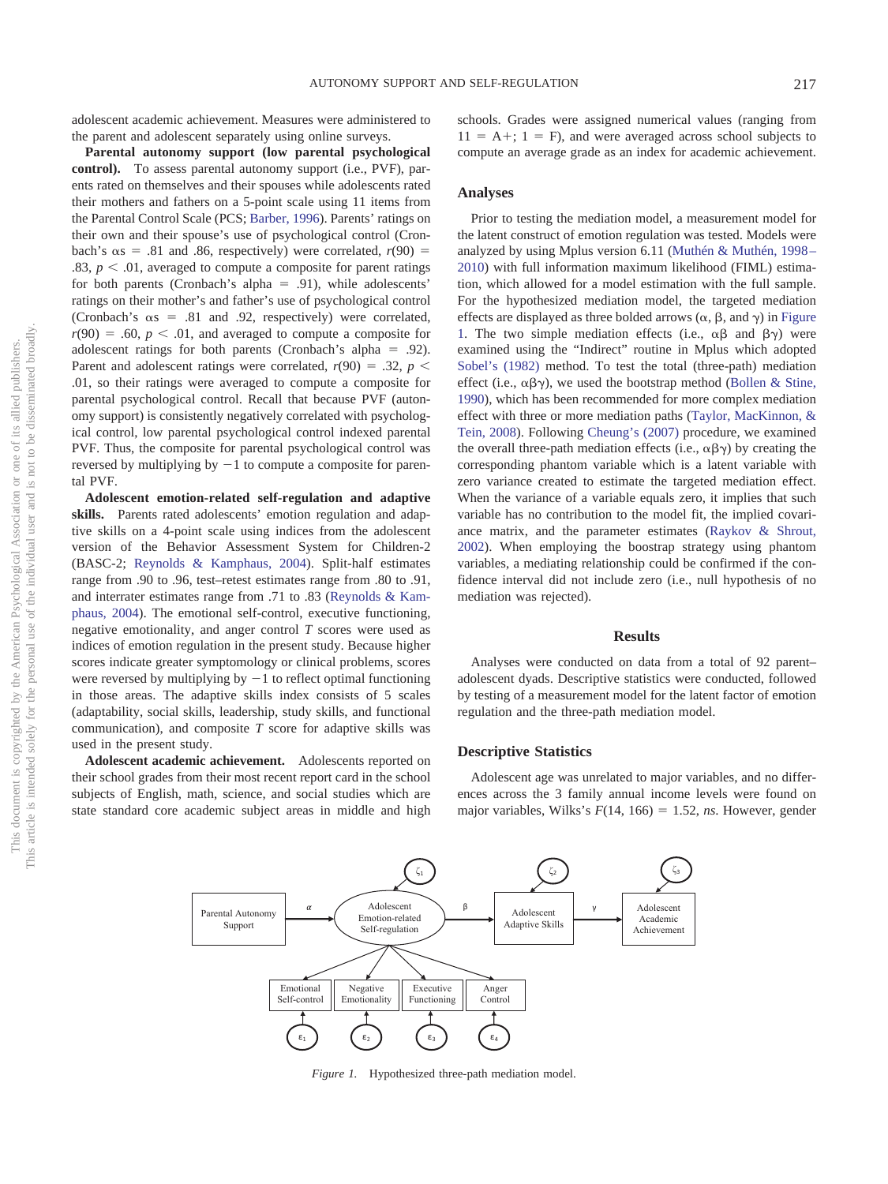adolescent academic achievement. Measures were administered to the parent and adolescent separately using online surveys.

**Parental autonomy support (low parental psychological control).** To assess parental autonomy support (i.e., PVF), parents rated on themselves and their spouses while adolescents rated their mothers and fathers on a 5-point scale using 11 items from the Parental Control Scale (PCS; Barber, 1996). Parents' ratings on their own and their spouse's use of psychological control (Cronbach's αs = .81 and .86, respectively) were correlated, $r(90) = .83$, $p < .01$, averaged to compute a composite for parent ratings for both parents (Cronbach's alpha = .91), while adolescents' ratings on their mother's and father's use of psychological control (Cronbach's αs = .81 and .92, respectively) were correlated, $r(90) = .60$, $p < .01$, and averaged to compute a composite for adolescent ratings for both parents (Cronbach's alpha = .92). Parent and adolescent ratings were correlated, $r(90) = .32$, $p < .01$, so their ratings were averaged to compute a composite for parental psychological control. Recall that because PVF (autonomy support) is consistently negatively correlated with psychological control, low parental psychological control indexed parental PVF. Thus, the composite for parental psychological control was reversed by multiplying by −1 to compute a composite for parental PVF.

**Adolescent emotion-related self-regulation and adaptive skills.** Parents rated adolescents' emotion regulation and adaptive skills on a 4-point scale using indices from the adolescent version of the Behavior Assessment System for Children-2 (BASC-2; Reynolds & Kamphaus, 2004). Split-half estimates range from .90 to .96, test–retest estimates range from .80 to .91, and interrater estimates range from .71 to .83 (Reynolds & Kamphaus, 2004). The emotional self-control, executive functioning, negative emotionality, and anger control *T* scores were used as indices of emotion regulation in the present study. Because higher scores indicate greater symptomology or clinical problems, scores were reversed by multiplying by −1 to reflect optimal functioning in those areas. The adaptive skills index consists of 5 scales (adaptability, social skills, leadership, study skills, and functional communication), and composite *T* score for adaptive skills was used in the present study.

**Adolescent academic achievement.** Adolescents reported on their school grades from their most recent report card in the school subjects of English, math, science, and social studies which are state standard core academic subject areas in middle and high schools. Grades were assigned numerical values (ranging from 11 = A+; 1 = F), and were averaged across school subjects to compute an average grade as an index for academic achievement.

## Analyses

Prior to testing the mediation model, a measurement model for the latent construct of emotion regulation was tested. Models were analyzed by using Mplus version 6.11 (Muthén & Muthén, 1998–2010) with full information maximum likelihood (FIML) estimation, which allowed for a model estimation with the full sample. For the hypothesized mediation model, the targeted mediation effects are displayed as three bolded arrows (α, β, and γ) in Figure 1. The two simple mediation effects (i.e., αβ and βγ) were examined using the "Indirect" routine in Mplus which adopted Sobel's (1982) method. To test the total (three-path) mediation effect (i.e., αβγ), we used the bootstrap method (Bollen & Stine, 1990), which has been recommended for more complex mediation effect with three or more mediation paths (Taylor, MacKinnon, & Tein, 2008). Following Cheung's (2007) procedure, we examined the overall three-path mediation effects (i.e., αβγ) by creating the corresponding phantom variable which is a latent variable with zero variance created to estimate the targeted mediation effect. When the variance of a variable equals zero, it implies that such variable has no contribution to the model fit, the implied covariance matrix, and the parameter estimates (Raykov & Shrout, 2002). When employing the boostrap strategy using phantom variables, a mediating relationship could be confirmed if the confidence interval did not include zero (i.e., null hypothesis of no mediation was rejected).

# Results

Analyses were conducted on data from a total of 92 parent–adolescent dyads. Descriptive statistics were conducted, followed by testing of a measurement model for the latent factor of emotion regulation and the three-path mediation model.

## Descriptive Statistics

Adolescent age was unrelated to major variables, and no differences across the 3 family annual income levels were found on major variables, Wilks's $F(14, 166) = 1.52$, *ns*. However, gender

*Figure 1.* Hypothesized three-path mediation model.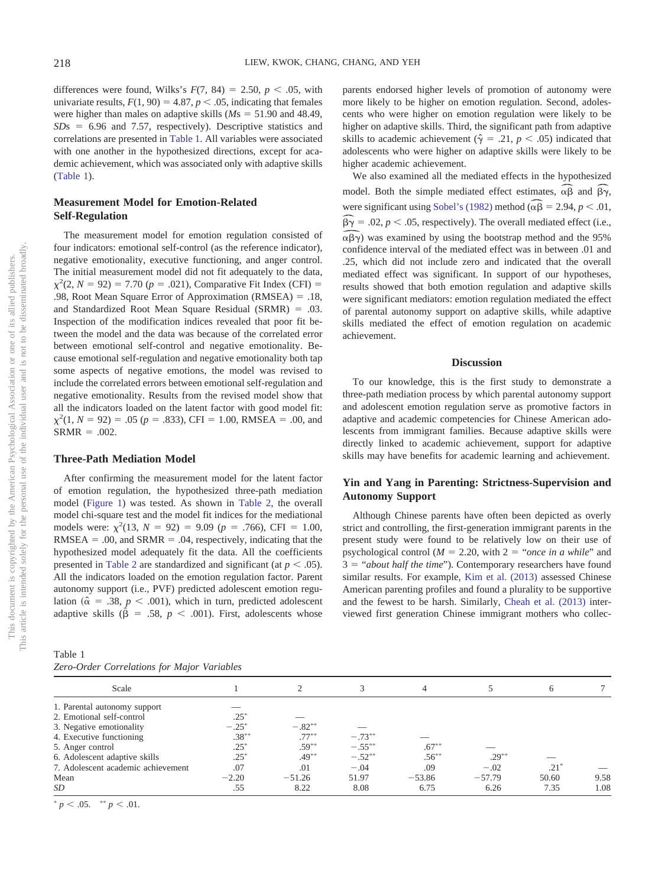differences were found, Wilks's $F(7, 84) = 2.50$, $p < .05$, with univariate results, $F(1, 90) = 4.87$, $p < .05$, indicating that females were higher than males on adaptive skills (*M*s = 51.90 and 48.49, *SD*s = 6.96 and 7.57, respectively). Descriptive statistics and correlations are presented in Table 1. All variables were associated with one another in the hypothesized directions, except for academic achievement, which was associated only with adaptive skills (Table 1).

## Measurement Model for Emotion-Related Self-Regulation

The measurement model for emotion regulation consisted of four indicators: emotional self-control (as the reference indicator), negative emotionality, executive functioning, and anger control. The initial measurement model did not fit adequately to the data, $\chi^2(2, N = 92) = 7.70$ ($p = .021$), Comparative Fit Index (CFI) = .98, Root Mean Square Error of Approximation (RMSEA) = .18, and Standardized Root Mean Square Residual (SRMR) = .03. Inspection of the modification indices revealed that poor fit between the model and the data was because of the correlated error between emotional self-control and negative emotionality. Because emotional self-regulation and negative emotionality both tap some aspects of negative emotions, the model was revised to include the correlated errors between emotional self-regulation and negative emotionality. Results from the revised model show that all the indicators loaded on the latent factor with good model fit: $\chi^2(1, N = 92) = .05$ ($p = .833$), CFI = 1.00, RMSEA = .00, and SRMR = .002.

## Three-Path Mediation Model

After confirming the measurement model for the latent factor of emotion regulation, the hypothesized three-path mediation model (Figure 1) was tested. As shown in Table 2, the overall model chi-square test and the model fit indices for the mediational models were: $\chi^2(13, N = 92) = 9.09$ ($p = .766$), CFI = 1.00, RMSEA = .00, and SRMR = .04, respectively, indicating that the hypothesized model adequately fit the data. All the coefficients presented in Table 2 are standardized and significant (at $p < .05$). All the indicators loaded on the emotion regulation factor. Parent autonomy support (i.e., PVF) predicted adolescent emotion regulation ($\hat{\alpha} = .38$, $p < .001$), which in turn, predicted adolescent adaptive skills ($\hat{\beta} = .58$, $p < .001$). First, adolescents whose parents endorsed higher levels of promotion of autonomy were more likely to be higher on emotion regulation. Second, adolescents who were higher on emotion regulation were likely to be higher on adaptive skills. Third, the significant path from adaptive skills to academic achievement ($\hat{\gamma} = .21$, $p < .05$) indicated that adolescents who were higher on adaptive skills were likely to be higher academic achievement.

We also examined all the mediated effects in the hypothesized model. Both the simple mediated effect estimates, $\widehat{\alpha\beta}$ and $\widehat{\beta\gamma}$, were significant using Sobel's (1982) method ($\widehat{\alpha\beta} = 2.94$, $p < .01$, $\widehat{\beta\gamma} = .02$, $p < .05$, respectively). The overall mediated effect (i.e., $\widehat{\alpha\beta\gamma}$) was examined by using the bootstrap method and the 95% confidence interval of the mediated effect was in between .01 and .25, which did not include zero and indicated that the overall mediated effect was significant. In support of our hypotheses, results showed that both emotion regulation and adaptive skills were significant mediators: emotion regulation mediated the effect of parental autonomy support on adaptive skills, while adaptive skills mediated the effect of emotion regulation on academic achievement.

# Discussion

To our knowledge, this is the first study to demonstrate a three-path mediation process by which parental autonomy support and adolescent emotion regulation serve as promotive factors in adaptive and academic competencies for Chinese American adolescents from immigrant families. Because adaptive skills were directly linked to academic achievement, support for adaptive skills may have benefits for academic learning and achievement.

## Yin and Yang in Parenting: Strictness-Supervision and Autonomy Support

Although Chinese parents have often been depicted as overly strict and controlling, the first-generation immigrant parents in the present study were found to be relatively low on their use of psychological control ($M = 2.20$, with 2 = "*once in a while*" and 3 = "*about half the time*"). Contemporary researchers have found similar results. For example, Kim et al. (2013) assessed Chinese American parenting profiles and found a plurality to be supportive and the fewest to be harsh. Similarly, Cheah et al. (2013) interviewed first generation Chinese immigrant mothers who collec-

Table 1
*Zero-Order Correlations for Major Variables*

| Scale | 1 | 2 | 3 | 4 | 5 | 6 | 7 |
|---|---|---|---|---|---|---|---|
| 1. Parental autonomy support | — | | | | | | |
| 2. Emotional self-control | .25* | — | | | | | |
| 3. Negative emotionality | −.25* | −.82** | — | | | | |
| 4. Executive functioning | .38** | .77** | −.73** | — | | | |
| 5. Anger control | .25* | .59** | −.55** | .67** | — | | |
| 6. Adolescent adaptive skills | .25* | .49** | −.52** | .56** | .29** | — | |
| 7. Adolescent academic achievement | .07 | .01 | −.04 | .09 | −.02 | .21* | — |
| Mean | −2.20 | −51.26 | 51.97 | −53.86 | −57.79 | 50.60 | 9.58 |
| *SD* | .55 | 8.22 | 8.08 | 6.75 | 6.26 | 7.35 | 1.08 |

* $p < .05$. ** $p < .01$.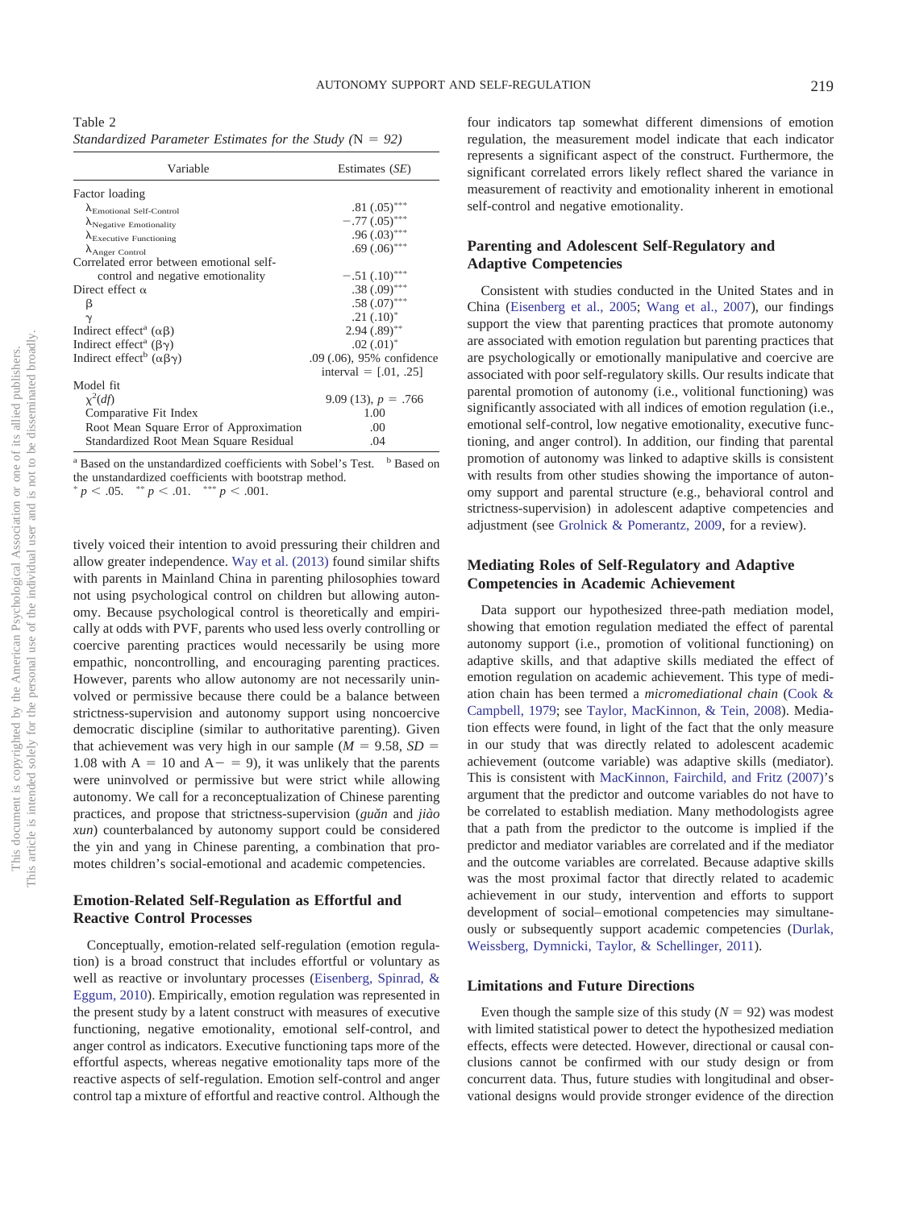Table 2
*Standardized Parameter Estimates for the Study (*N *= 92)*

| Variable | Estimates (*SE*) |
|---|---|
| Factor loading | |
| $\lambda_{\text{Emotional Self-Control}}$ | .81 (.05)*** |
| $\lambda_{\text{Negative Emotionality}}$ | −.77 (.05)*** |
| $\lambda_{\text{Executive Functioning}}$ | .96 (.03)*** |
| $\lambda_{\text{Anger Control}}$ | .69 (.06)*** |
| Correlated error between emotional self-control and negative emotionality | −.51 (.10)*** |
| Direct effect α | .38 (.09)*** |
| β | .58 (.07)*** |
| γ | .21 (.10)* |
| Indirect effect[a] (αβ) | 2.94 (.89)** |
| Indirect effect[a] (βγ) | .02 (.01)* |
| Indirect effect[b] (αβγ) | .09 (.06), 95% confidence interval = [.01, .25] |
| Model fit | |
| $\chi^2(df)$ | 9.09 (13), $p = .766$ |
| Comparative Fit Index | 1.00 |
| Root Mean Square Error of Approximation | .00 |
| Standardized Root Mean Square Residual | .04 |

[a] Based on the unstandardized coefficients with Sobel's Test. [b] Based on the unstandardized coefficients with bootstrap method.
* $p < .05$. ** $p < .01$. *** $p < .001$.

tively voiced their intention to avoid pressuring their children and allow greater independence. Way et al. (2013) found similar shifts with parents in Mainland China in parenting philosophies toward not using psychological control on children but allowing autonomy. Because psychological control is theoretically and empirically at odds with PVF, parents who used less overly controlling or coercive parenting practices would necessarily be using more empathic, noncontrolling, and encouraging parenting practices. However, parents who allow autonomy are not necessarily uninvolved or permissive because there could be a balance between strictness-supervision and autonomy support using noncoercive democratic discipline (similar to authoritative parenting). Given that achievement was very high in our sample ($M = 9.58$, $SD = 1.08$ with A = 10 and A− = 9), it was unlikely that the parents were uninvolved or permissive but were strict while allowing autonomy. We call for a reconceptualization of Chinese parenting practices, and propose that strictness-supervision (*guǎn* and *jiào xun*) counterbalanced by autonomy support could be considered the yin and yang in Chinese parenting, a combination that promotes children's social-emotional and academic competencies.

## Emotion-Related Self-Regulation as Effortful and Reactive Control Processes

Conceptually, emotion-related self-regulation (emotion regulation) is a broad construct that includes effortful or voluntary as well as reactive or involuntary processes (Eisenberg, Spinrad, & Eggum, 2010). Empirically, emotion regulation was represented in the present study by a latent construct with measures of executive functioning, negative emotionality, emotional self-control, and anger control as indicators. Executive functioning taps more of the effortful aspects, whereas negative emotionality taps more of the reactive aspects of self-regulation. Emotion self-control and anger control tap a mixture of effortful and reactive control. Although the four indicators tap somewhat different dimensions of emotion regulation, the measurement model indicate that each indicator represents a significant aspect of the construct. Furthermore, the significant correlated errors likely reflect shared the variance in measurement of reactivity and emotionality inherent in emotional self-control and negative emotionality.

## Parenting and Adolescent Self-Regulatory and Adaptive Competencies

Consistent with studies conducted in the United States and in China (Eisenberg et al., 2005; Wang et al., 2007), our findings support the view that parenting practices that promote autonomy are associated with emotion regulation but parenting practices that are psychologically or emotionally manipulative and coercive are associated with poor self-regulatory skills. Our results indicate that parental promotion of autonomy (i.e., volitional functioning) was significantly associated with all indices of emotion regulation (i.e., emotional self-control, low negative emotionality, executive functioning, and anger control). In addition, our finding that parental promotion of autonomy was linked to adaptive skills is consistent with results from other studies showing the importance of autonomy support and parental structure (e.g., behavioral control and strictness-supervision) in adolescent adaptive competencies and adjustment (see Grolnick & Pomerantz, 2009, for a review).

## Mediating Roles of Self-Regulatory and Adaptive Competencies in Academic Achievement

Data support our hypothesized three-path mediation model, showing that emotion regulation mediated the effect of parental autonomy support (i.e., promotion of volitional functioning) on adaptive skills, and that adaptive skills mediated the effect of emotion regulation on academic achievement. This type of mediation chain has been termed a *micromediational chain* (Cook & Campbell, 1979; see Taylor, MacKinnon, & Tein, 2008). Mediation effects were found, in light of the fact that the only measure in our study that was directly related to adolescent academic achievement (outcome variable) was adaptive skills (mediator). This is consistent with MacKinnon, Fairchild, and Fritz (2007)'s argument that the predictor and outcome variables do not have to be correlated to establish mediation. Many methodologists agree that a path from the predictor to the outcome is implied if the predictor and mediator variables are correlated and if the mediator and the outcome variables are correlated. Because adaptive skills was the most proximal factor that directly related to academic achievement in our study, intervention and efforts to support development of social–emotional competencies may simultaneously or subsequently support academic competencies (Durlak, Weissberg, Dymnicki, Taylor, & Schellinger, 2011).

## Limitations and Future Directions

Even though the sample size of this study ($N = 92$) was modest with limited statistical power to detect the hypothesized mediation effects, effects were detected. However, directional or causal conclusions cannot be confirmed with our study design or from concurrent data. Thus, future studies with longitudinal and observational designs would provide stronger evidence of the direction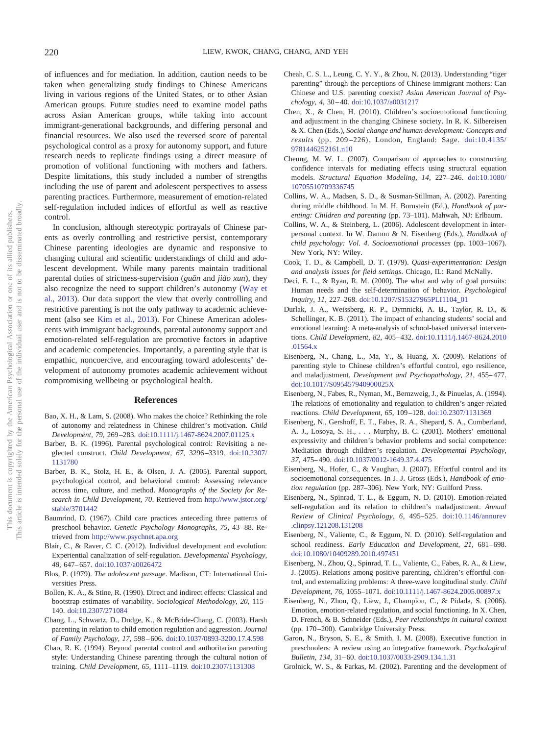of influences and for mediation. In addition, caution needs to be taken when generalizing study findings to Chinese Americans living in various regions of the United States, or to other Asian American groups. Future studies need to examine model paths across Asian American groups, while taking into account immigrant-generational backgrounds, and differing personal and financial resources. We also used the reversed score of parental psychological control as a proxy for autonomy support, and future research needs to replicate findings using a direct measure of promotion of volitional functioning with mothers and fathers. Despite limitations, this study included a number of strengths including the use of parent and adolescent perspectives to assess parenting practices. Furthermore, measurement of emotion-related self-regulation included indices of effortful as well as reactive control.

In conclusion, although stereotypic portrayals of Chinese parents as overly controlling and restrictive persist, contemporary Chinese parenting ideologies are dynamic and responsive to changing cultural and scientific understandings of child and adolescent development. While many parents maintain traditional parental duties of strictness-supervision (*guǎn* and *jiào xun*), they also recognize the need to support children's autonomy (Way et al., 2013). Our data support the view that overly controlling and restrictive parenting is not the only pathway to academic achievement (also see Kim et al., 2013). For Chinese American adolescents with immigrant backgrounds, parental autonomy support and emotion-related self-regulation are promotive factors in adaptive and academic competencies. Importantly, a parenting style that is empathic, noncoercive, and encouraging toward adolescents' development of autonomy promotes academic achievement without compromising wellbeing or psychological health.

## References

Bao, X. H., & Lam, S. (2008). Who makes the choice? Rethinking the role of autonomy and relatedness in Chinese children's motivation. *Child Development, 79,* 269–283. doi:10.1111/j.1467-8624.2007.01125.x

Barber, B. K. (1996). Parental psychological control: Revisiting a neglected construct. *Child Development, 67,* 3296–3319. doi:10.2307/1131780

Barber, B. K., Stolz, H. E., & Olsen, J. A. (2005). Parental support, psychological control, and behavioral control: Assessing relevance across time, culture, and method. *Monographs of the Society for Research in Child Development, 70*. Retrieved from http://www.jstor.org/stable/3701442

Baumrind, D. (1967). Child care practices anteceding three patterns of preschool behavior. *Genetic Psychology Monographs, 75,* 43–88. Retrieved from http://www.psychnet.apa.org

Blair, C., & Raver, C. C. (2012). Individual development and evolution: Experiential canalization of self-regulation. *Developmental Psychology, 48,* 647–657. doi:10.1037/a0026472

Blos, P. (1979). *The adolescent passage*. Madison, CT: International Universities Press.

Bollen, K. A., & Stine, R. (1990). Direct and indirect effects: Classical and bootstrap estimates of variability. *Sociological Methodology, 20,* 115–140. doi:10.2307/271084

Chang, L., Schwartz, D., Dodge, K., & McBride-Chang, C. (2003). Harsh parenting in relation to child emotion regulation and aggression. *Journal of Family Psychology, 17,* 598–606. doi:10.1037/0893-3200.17.4.598

Chao, R. K. (1994). Beyond parental control and authoritarian parenting style: Understanding Chinese parenting through the cultural notion of training. *Child Development, 65,* 1111–1119. doi:10.2307/1131308

Cheah, C. S. L., Leung, C. Y. Y., & Zhou, N. (2013). Understanding "tiger parenting" through the perceptions of Chinese immigrant mothers: Can Chinese and U.S. parenting coexist? *Asian American Journal of Psychology, 4,* 30–40. doi:10.1037/a0031217

Chen, X., & Chen, H. (2010). Children's socioemotional functioning and adjustment in the changing Chinese society. In R. K. Silbereisen & X. Chen (Eds.), *Social change and human development: Concepts and results* (pp. 209–226). London, England: Sage. doi:10.4135/9781446252161.n10

Cheung, M. W. L. (2007). Comparison of approaches to constructing confidence intervals for mediating effects using structural equation models. *Structural Equation Modeling, 14,* 227–246. doi:10.1080/10705510709336745

Collins, W. A., Madsen, S. D., & Susman-Stillman, A. (2002). Parenting during middle childhood. In M. H. Bornstein (Ed.), *Handbook of parenting: Children and parenting* (pp. 73–101). Mahwah, NJ: Erlbaum.

Collins, W. A., & Steinberg, L. (2006). Adolescent development in interpersonal context. In W. Damon & N. Eisenberg (Eds.), *Handbook of child psychology: Vol. 4. Socioemotional processes* (pp. 1003–1067). New York, NY: Wiley.

Cook, T. D., & Campbell, D. T. (1979). *Quasi-experimentation: Design and analysis issues for field settings*. Chicago, IL: Rand McNally.

Deci, E. L., & Ryan, R. M. (2000). The what and why of goal pursuits: Human needs and the self-determination of behavior. *Psychological Inquiry, 11,* 227–268. doi:10.1207/S15327965PLI1104_01

Durlak, J. A., Weissberg, R. P., Dymnicki, A. B., Taylor, R. D., & Schellinger, K. B. (2011). The impact of enhancing students' social and emotional learning: A meta-analysis of school-based universal interventions. *Child Development, 82,* 405–432. doi:10.1111/j.1467-8624.2010.01564.x

Eisenberg, N., Chang, L., Ma, Y., & Huang, X. (2009). Relations of parenting style to Chinese children's effortful control, ego resilience, and maladjustment. *Development and Psychopathology, 21,* 455–477. doi:10.1017/S095457940900025X

Eisenberg, N., Fabes, R., Nyman, M., Bernzweig, J., & Pinuelas, A. (1994). The relations of emotionality and regulation to children's anger-related reactions. *Child Development, 65,* 109–128. doi:10.2307/1131369

Eisenberg, N., Gershoff, E. T., Fabes, R. A., Shepard, S. A., Cumberland, A. J., Losoya, S. H., . . . Murphy, B. C. (2001). Mothers' emotional expressivity and children's behavior problems and social competence: Mediation through children's regulation. *Developmental Psychology, 37,* 475–490. doi:10.1037/0012-1649.37.4.475

Eisenberg, N., Hofer, C., & Vaughan, J. (2007). Effortful control and its socioemotional consequences. In J. J. Gross (Eds.), *Handbook of emotion regulation* (pp. 287–306). New York, NY: Guilford Press.

Eisenberg, N., Spinrad, T. L., & Eggum, N. D. (2010). Emotion-related self-regulation and its relation to children's maladjustment. *Annual Review of Clinical Psychology, 6,* 495–525. doi:10.1146/annurev.clinpsy.121208.131208

Eisenberg, N., Valiente, C., & Eggum, N. D. (2010). Self-regulation and school readiness. *Early Education and Development, 21,* 681–698. doi:10.1080/10409289.2010.497451

Eisenberg, N., Zhou, Q., Spinrad, T. L., Valiente, C., Fabes, R. A., & Liew, J. (2005). Relations among positive parenting, children's effortful control, and externalizing problems: A three-wave longitudinal study. *Child Development, 76,* 1055–1071. doi:10.1111/j.1467-8624.2005.00897.x

Eisenberg, N., Zhou, Q., Liew, J., Champion, C., & Pidada, S. (2006). Emotion, emotion-related regulation, and social functioning. In X. Chen, D. French, & B. Schneider (Eds.), *Peer relationships in cultural context* (pp. 170–200). Cambridge University Press.

Garon, N., Bryson, S. E., & Smith, I. M. (2008). Executive function in preschoolers: A review using an integrative framework. *Psychological Bulletin, 134,* 31–60. doi:10.1037/0033-2909.134.1.31

Grolnick, W. S., & Farkas, M. (2002). Parenting and the development of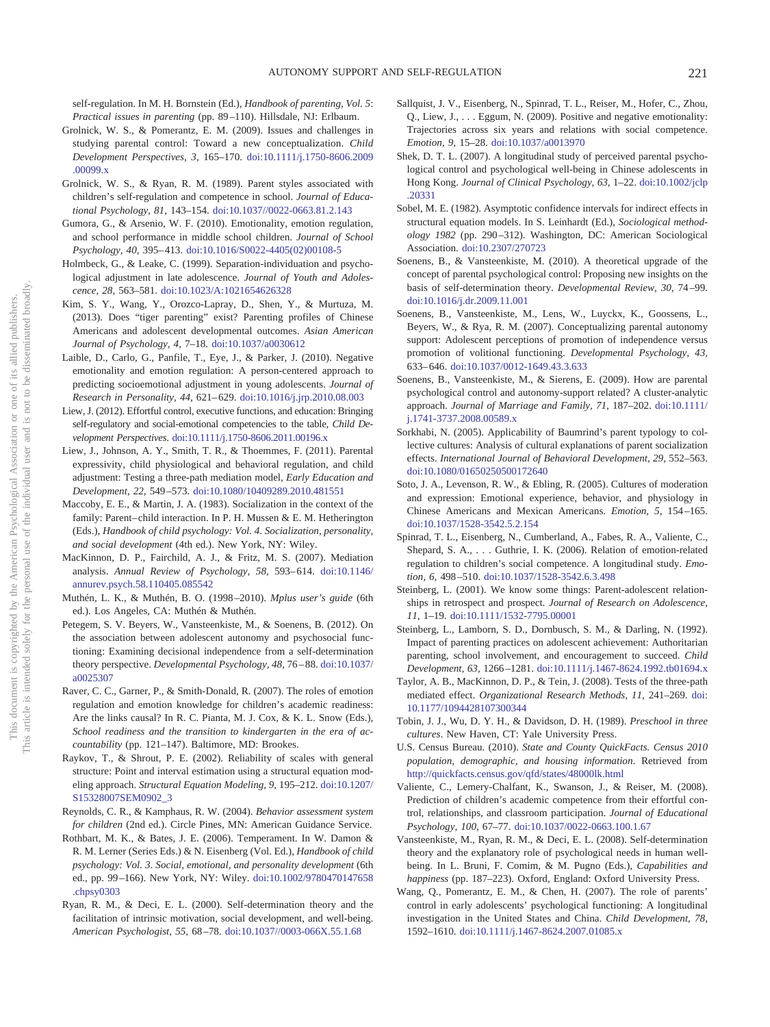self-regulation. In M. H. Bornstein (Ed.), *Handbook of parenting, Vol. 5: Practical issues in parenting* (pp. 89–110). Hillsdale, NJ: Erlbaum.

Grolnick, W. S., & Pomerantz, E. M. (2009). Issues and challenges in studying parental control: Toward a new conceptualization. *Child Development Perspectives, 3,* 165–170. doi:10.1111/j.1750-8606.2009.00099.x

Grolnick, W. S., & Ryan, R. M. (1989). Parent styles associated with children's self-regulation and competence in school. *Journal of Educational Psychology, 81,* 143–154. doi:10.1037//0022-0663.81.2.143

Gumora, G., & Arsenio, W. F. (2010). Emotionality, emotion regulation, and school performance in middle school children. *Journal of School Psychology, 40,* 395–413. doi:10.1016/S0022-4405(02)00108-5

Holmbeck, G., & Leake, C. (1999). Separation-individuation and psychological adjustment in late adolescence. *Journal of Youth and Adolescence, 28,* 563–581. doi:10.1023/A:1021654626328

Kim, S. Y., Wang, Y., Orozco-Lapray, D., Shen, Y., & Murtuza, M. (2013). Does "tiger parenting" exist? Parenting profiles of Chinese Americans and adolescent developmental outcomes. *Asian American Journal of Psychology, 4,* 7–18. doi:10.1037/a0030612

Laible, D., Carlo, G., Panfile, T., Eye, J., & Parker, J. (2010). Negative emotionality and emotion regulation: A person-centered approach to predicting socioemotional adjustment in young adolescents. *Journal of Research in Personality, 44,* 621–629. doi:10.1016/j.jrp.2010.08.003

Liew, J. (2012). Effortful control, executive functions, and education: Bringing self-regulatory and social-emotional competencies to the table, *Child Development Perspectives.* doi:10.1111/j.1750-8606.2011.00196.x

Liew, J., Johnson, A. Y., Smith, T. R., & Thoemmes, F. (2011). Parental expressivity, child physiological and behavioral regulation, and child adjustment: Testing a three-path mediation model, *Early Education and Development, 22,* 549–573. doi:10.1080/10409289.2010.481551

Maccoby, E. E., & Martin, J. A. (1983). Socialization in the context of the family: Parent–child interaction. In P. H. Mussen & E. M. Hetherington (Eds.), *Handbook of child psychology: Vol. 4. Socialization, personality, and social development* (4th ed.). New York, NY: Wiley.

MacKinnon, D. P., Fairchild, A. J., & Fritz, M. S. (2007). Mediation analysis. *Annual Review of Psychology, 58,* 593–614. doi:10.1146/annurev.psych.58.110405.085542

Muthén, L. K., & Muthén, B. O. (1998–2010). *Mplus user's guide* (6th ed.). Los Angeles, CA: Muthén & Muthén.

Petegem, S. V. Beyers, W., Vansteenkiste, M., & Soenens, B. (2012). On the association between adolescent autonomy and psychosocial functioning: Examining decisional independence from a self-determination theory perspective. *Developmental Psychology, 48,* 76–88. doi:10.1037/a0025307

Raver, C. C., Garner, P., & Smith-Donald, R. (2007). The roles of emotion regulation and emotion knowledge for children's academic readiness: Are the links causal? In R. C. Pianta, M. J. Cox, & K. L. Snow (Eds.), *School readiness and the transition to kindergarten in the era of accountability* (pp. 121–147). Baltimore, MD: Brookes.

Raykov, T., & Shrout, P. E. (2002). Reliability of scales with general structure: Point and interval estimation using a structural equation modeling approach. *Structural Equation Modeling, 9,* 195–212. doi:10.1207/S15328007SEM0902_3

Reynolds, C. R., & Kamphaus, R. W. (2004). *Behavior assessment system for children* (2nd ed.). Circle Pines, MN: American Guidance Service.

Rothbart, M. K., & Bates, J. E. (2006). Temperament. In W. Damon & R. M. Lerner (Series Eds.) & N. Eisenberg (Vol. Ed.), *Handbook of child psychology: Vol. 3. Social, emotional, and personality development* (6th ed., pp. 99–166). New York, NY: Wiley. doi:10.1002/9780470147658.chpsy0303

Ryan, R. M., & Deci, E. L. (2000). Self-determination theory and the facilitation of intrinsic motivation, social development, and well-being. *American Psychologist, 55,* 68–78. doi:10.1037//0003-066X.55.1.68

Sallquist, J. V., Eisenberg, N., Spinrad, T. L., Reiser, M., Hofer, C., Zhou, Q., Liew, J., . . . Eggum, N. (2009). Positive and negative emotionality: Trajectories across six years and relations with social competence. *Emotion, 9,* 15–28. doi:10.1037/a0013970

Shek, D. T. L. (2007). A longitudinal study of perceived parental psychological control and psychological well-being in Chinese adolescents in Hong Kong. *Journal of Clinical Psychology, 63,* 1–22. doi:10.1002/jclp.20331

Sobel, M. E. (1982). Asymptotic confidence intervals for indirect effects in structural equation models. In S. Leinhardt (Ed.), *Sociological methodology 1982* (pp. 290–312). Washington, DC: American Sociological Association. doi:10.2307/270723

Soenens, B., & Vansteenkiste, M. (2010). A theoretical upgrade of the concept of parental psychological control: Proposing new insights on the basis of self-determination theory. *Developmental Review, 30,* 74–99. doi:10.1016/j.dr.2009.11.001

Soenens, B., Vansteenkiste, M., Lens, W., Luyckx, K., Goossens, L., Beyers, W., & Rya, R. M. (2007). Conceptualizing parental autonomy support: Adolescent perceptions of promotion of independence versus promotion of volitional functioning. *Developmental Psychology, 43,* 633–646. doi:10.1037/0012-1649.43.3.633

Soenens, B., Vansteenkiste, M., & Sierens, E. (2009). How are parental psychological control and autonomy-support related? A cluster-analytic approach. *Journal of Marriage and Family, 71,* 187–202. doi:10.1111/j.1741-3737.2008.00589.x

Sorkhabi, N. (2005). Applicability of Baumrind's parent typology to collective cultures: Analysis of cultural explanations of parent socialization effects. *International Journal of Behavioral Development, 29,* 552–563. doi:10.1080/01650250500172640

Soto, J. A., Levenson, R. W., & Ebling, R. (2005). Cultures of moderation and expression: Emotional experience, behavior, and physiology in Chinese Americans and Mexican Americans. *Emotion, 5,* 154–165. doi:10.1037/1528-3542.5.2.154

Spinrad, T. L., Eisenberg, N., Cumberland, A., Fabes, R. A., Valiente, C., Shepard, S. A., . . . Guthrie, I. K. (2006). Relation of emotion-related regulation to children's social competence. A longitudinal study. *Emotion, 6,* 498–510. doi:10.1037/1528-3542.6.3.498

Steinberg, L. (2001). We know some things: Parent-adolescent relationships in retrospect and prospect. *Journal of Research on Adolescence, 11,* 1–19. doi:10.1111/1532-7795.00001

Steinberg, L., Lamborn, S. D., Dornbusch, S. M., & Darling, N. (1992). Impact of parenting practices on adolescent achievement: Authoritarian parenting, school involvement, and encouragement to succeed. *Child Development, 63,* 1266–1281. doi:10.1111/j.1467-8624.1992.tb01694.x

Taylor, A. B., MacKinnon, D. P., & Tein, J. (2008). Tests of the three-path mediated effect. *Organizational Research Methods, 11,* 241–269. doi:10.1177/1094428107300344

Tobin, J. J., Wu, D. Y. H., & Davidson, D. H. (1989). *Preschool in three cultures*. New Haven, CT: Yale University Press.

U.S. Census Bureau. (2010). *State and County QuickFacts. Census 2010 population, demographic, and housing information*. Retrieved from http://quickfacts.census.gov/qfd/states/48000lk.html

Valiente, C., Lemery-Chalfant, K., Swanson, J., & Reiser, M. (2008). Prediction of children's academic competence from their effortful control, relationships, and classroom participation. *Journal of Educational Psychology, 100,* 67–77. doi:10.1037/0022-0663.100.1.67

Vansteenkiste, M., Ryan, R. M., & Deci, E. L. (2008). Self-determination theory and the explanatory role of psychological needs in human well-being. In L. Bruni, F. Comim, & M. Pugno (Eds.), *Capabilities and happiness* (pp. 187–223). Oxford, England: Oxford University Press.

Wang, Q., Pomerantz, E. M., & Chen, H. (2007). The role of parents' control in early adolescents' psychological functioning: A longitudinal investigation in the United States and China. *Child Development, 78,* 1592–1610. doi:10.1111/j.1467-8624.2007.01085.x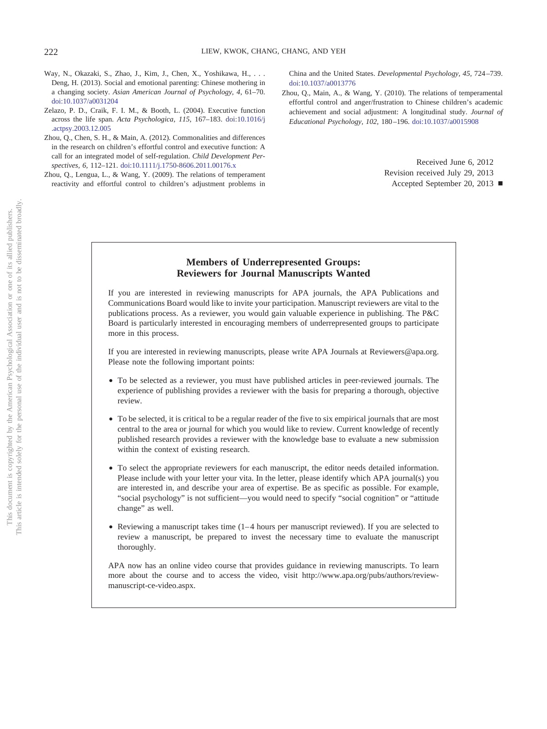Way, N., Okazaki, S., Zhao, J., Kim, J., Chen, X., Yoshikawa, H., . . . Deng, H. (2013). Social and emotional parenting: Chinese mothering in a changing society. *Asian American Journal of Psychology, 4,* 61–70. doi:10.1037/a0031204

Zelazo, P. D., Craik, F. I. M., & Booth, L. (2004). Executive function across the life span. *Acta Psychologica, 115,* 167–183. doi:10.1016/j.actpsy.2003.12.005

Zhou, Q., Chen, S. H., & Main, A. (2012). Commonalities and differences in the research on children's effortful control and executive function: A call for an integrated model of self-regulation. *Child Development Perspectives, 6,* 112–121. doi:10.1111/j.1750-8606.2011.00176.x

Zhou, Q., Lengua, L., & Wang, Y. (2009). The relations of temperament reactivity and effortful control to children's adjustment problems in China and the United States. *Developmental Psychology, 45,* 724–739. doi:10.1037/a0013776

Zhou, Q., Main, A., & Wang, Y. (2010). The relations of temperamental effortful control and anger/frustration to Chinese children's academic achievement and social adjustment: A longitudinal study. *Journal of Educational Psychology, 102,* 180–196. doi:10.1037/a0015908

Received June 6, 2012
Revision received July 29, 2013
Accepted September 20, 2013 ■

## Members of Underrepresented Groups: Reviewers for Journal Manuscripts Wanted

If you are interested in reviewing manuscripts for APA journals, the APA Publications and Communications Board would like to invite your participation. Manuscript reviewers are vital to the publications process. As a reviewer, you would gain valuable experience in publishing. The P&C Board is particularly interested in encouraging members of underrepresented groups to participate more in this process.

If you are interested in reviewing manuscripts, please write APA Journals at Reviewers@apa.org. Please note the following important points:

- To be selected as a reviewer, you must have published articles in peer-reviewed journals. The experience of publishing provides a reviewer with the basis for preparing a thorough, objective review.

- To be selected, it is critical to be a regular reader of the five to six empirical journals that are most central to the area or journal for which you would like to review. Current knowledge of recently published research provides a reviewer with the knowledge base to evaluate a new submission within the context of existing research.

- To select the appropriate reviewers for each manuscript, the editor needs detailed information. Please include with your letter your vita. In the letter, please identify which APA journal(s) you are interested in, and describe your area of expertise. Be as specific as possible. For example, "social psychology" is not sufficient—you would need to specify "social cognition" or "attitude change" as well.

- Reviewing a manuscript takes time (1–4 hours per manuscript reviewed). If you are selected to review a manuscript, be prepared to invest the necessary time to evaluate the manuscript thoroughly.

APA now has an online video course that provides guidance in reviewing manuscripts. To learn more about the course and to access the video, visit http://www.apa.org/pubs/authors/review-manuscript-ce-video.aspx.